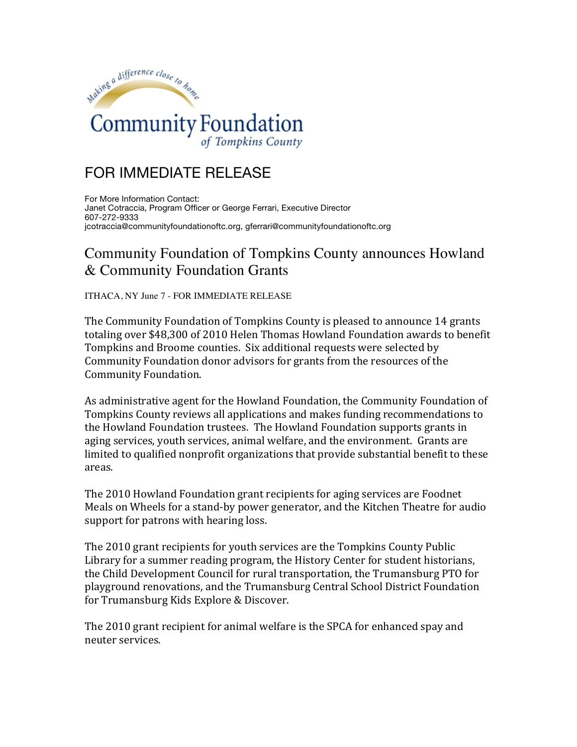Making a difference close to home

**Community Foundation** *of Tompkins County*

## FOR IMMEDIATE RELEASE

For More Information Contact:
Janet Cotraccia, Program Officer or George Ferrari, Executive Director
607-272-9333
jcotraccia@communityfoundationoftc.org, gferrari@communityfoundationoftc.org

# Community Foundation of Tompkins County announces Howland & Community Foundation Grants

ITHACA, NY June 7 - FOR IMMEDIATE RELEASE

The Community Foundation of Tompkins County is pleased to announce 14 grants totaling over $48,300 of 2010 Helen Thomas Howland Foundation awards to benefit Tompkins and Broome counties. Six additional requests were selected by Community Foundation donor advisors for grants from the resources of the Community Foundation.

As administrative agent for the Howland Foundation, the Community Foundation of Tompkins County reviews all applications and makes funding recommendations to the Howland Foundation trustees. The Howland Foundation supports grants in aging services, youth services, animal welfare, and the environment. Grants are limited to qualified nonprofit organizations that provide substantial benefit to these areas.

The 2010 Howland Foundation grant recipients for aging services are Foodnet Meals on Wheels for a stand-by power generator, and the Kitchen Theatre for audio support for patrons with hearing loss.

The 2010 grant recipients for youth services are the Tompkins County Public Library for a summer reading program, the History Center for student historians, the Child Development Council for rural transportation, the Trumansburg PTO for playground renovations, and the Trumansburg Central School District Foundation for Trumansburg Kids Explore & Discover.

The 2010 grant recipient for animal welfare is the SPCA for enhanced spay and neuter services.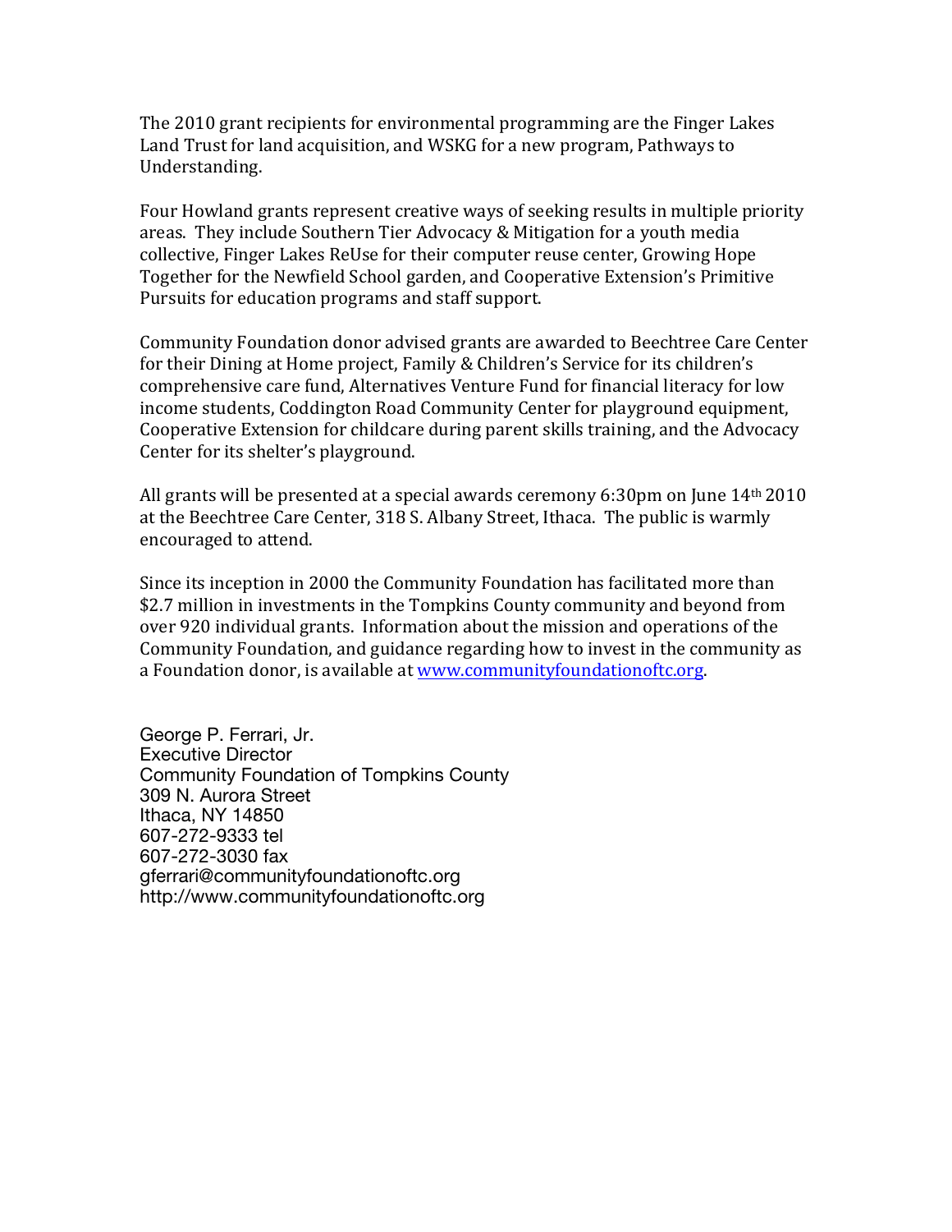The 2010 grant recipients for environmental programming are the Finger Lakes Land Trust for land acquisition, and WSKG for a new program, Pathways to Understanding.

Four Howland grants represent creative ways of seeking results in multiple priority areas. They include Southern Tier Advocacy & Mitigation for a youth media collective, Finger Lakes ReUse for their computer reuse center, Growing Hope Together for the Newfield School garden, and Cooperative Extension's Primitive Pursuits for education programs and staff support.

Community Foundation donor advised grants are awarded to Beechtree Care Center for their Dining at Home project, Family & Children's Service for its children's comprehensive care fund, Alternatives Venture Fund for financial literacy for low income students, Coddington Road Community Center for playground equipment, Cooperative Extension for childcare during parent skills training, and the Advocacy Center for its shelter's playground.

All grants will be presented at a special awards ceremony 6:30pm on June 14th 2010 at the Beechtree Care Center, 318 S. Albany Street, Ithaca. The public is warmly encouraged to attend.

Since its inception in 2000 the Community Foundation has facilitated more than $2.7 million in investments in the Tompkins County community and beyond from over 920 individual grants. Information about the mission and operations of the Community Foundation, and guidance regarding how to invest in the community as a Foundation donor, is available at [www.communityfoundationoftc.org](http://www.communityfoundationoftc.org).

George P. Ferrari, Jr.
Executive Director
Community Foundation of Tompkins County
309 N. Aurora Street
Ithaca, NY 14850
607-272-9333 tel
607-272-3030 fax
gferrari@communityfoundationoftc.org
http://www.communityfoundationoftc.org